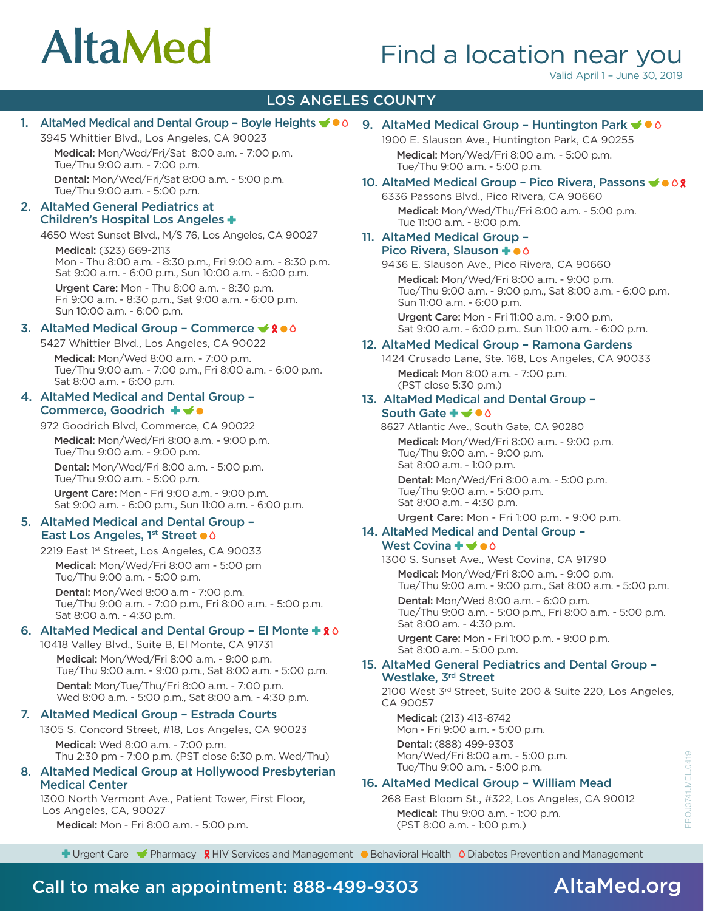# AltaMed

## Find a location near you

Valid April 1 – June 30, 2019

## LOS ANGELES COUNTY

1. **AltaMed Medical and Dental Group – Boyle Heights**
   3945 Whittier Blvd., Los Angeles, CA 90023
   **Medical:** Mon/Wed/Fri/Sat 8:00 a.m. - 7:00 p.m.
   Tue/Thu 9:00 a.m. - 7:00 p.m.
   **Dental:** Mon/Wed/Fri/Sat 8:00 a.m. - 5:00 p.m.
   Tue/Thu 9:00 a.m. - 5:00 p.m.

2. **AltaMed General Pediatrics at Children's Hospital Los Angeles**
   4650 West Sunset Blvd., M/S 76, Los Angeles, CA 90027
   **Medical:** (323) 669-2113
   Mon - Thu 8:00 a.m. - 8:30 p.m., Fri 9:00 a.m. - 8:30 p.m.
   Sat 9:00 a.m. - 6:00 p.m., Sun 10:00 a.m. - 6:00 p.m.
   **Urgent Care:** Mon - Thu 8:00 a.m. - 8:30 p.m.
   Fri 9:00 a.m. - 8:30 p.m., Sat 9:00 a.m. - 6:00 p.m.
   Sun 10:00 a.m. - 6:00 p.m.

3. **AltaMed Medical Group – Commerce**
   5427 Whittier Blvd., Los Angeles, CA 90022
   **Medical:** Mon/Wed 8:00 a.m. - 7:00 p.m.
   Tue/Thu 9:00 a.m. - 7:00 p.m., Fri 8:00 a.m. - 6:00 p.m.
   Sat 8:00 a.m. - 6:00 p.m.

4. **AltaMed Medical and Dental Group – Commerce, Goodrich**
   972 Goodrich Blvd, Commerce, CA 90022
   **Medical:** Mon/Wed/Fri 8:00 a.m. - 9:00 p.m.
   Tue/Thu 9:00 a.m. - 9:00 p.m.
   **Dental:** Mon/Wed/Fri 8:00 a.m. - 5:00 p.m.
   Tue/Thu 9:00 a.m. - 5:00 p.m.
   **Urgent Care:** Mon - Fri 9:00 a.m. - 9:00 p.m.
   Sat 9:00 a.m. - 6:00 p.m., Sun 11:00 a.m. - 6:00 p.m.

5. **AltaMed Medical and Dental Group – East Los Angeles, 1st Street**
   2219 East 1st Street, Los Angeles, CA 90033
   **Medical:** Mon/Wed/Fri 8:00 am - 5:00 pm
   Tue/Thu 9:00 a.m. - 5:00 p.m.
   **Dental:** Mon/Wed 8:00 a.m - 7:00 p.m.
   Tue/Thu 9:00 a.m. - 7:00 p.m., Fri 8:00 a.m. - 5:00 p.m.
   Sat 8:00 a.m. - 4:30 p.m.

6. **AltaMed Medical and Dental Group – El Monte**
   10418 Valley Blvd., Suite B, El Monte, CA 91731
   **Medical:** Mon/Wed/Fri 8:00 a.m. - 9:00 p.m.
   Tue/Thu 9:00 a.m. - 9:00 p.m., Sat 8:00 a.m. - 5:00 p.m.
   **Dental:** Mon/Tue/Thu/Fri 8:00 a.m. - 7:00 p.m.
   Wed 8:00 a.m. - 5:00 p.m., Sat 8:00 a.m. - 4:30 p.m.

7. **AltaMed Medical Group – Estrada Courts**
   1305 S. Concord Street, #18, Los Angeles, CA 90023
   **Medical:** Wed 8:00 a.m. - 7:00 p.m.
   Thu 2:30 pm - 7:00 p.m. (PST close 6:30 p.m. Wed/Thu)

8. **AltaMed Medical Group at Hollywood Presbyterian Medical Center**
   1300 North Vermont Ave., Patient Tower, First Floor, Los Angeles, CA, 90027
   **Medical:** Mon - Fri 8:00 a.m. - 5:00 p.m.

9. **AltaMed Medical Group – Huntington Park**
   1900 E. Slauson Ave., Huntington Park, CA 90255
   **Medical:** Mon/Wed/Fri 8:00 a.m. - 5:00 p.m.
   Tue/Thu 9:00 a.m. - 5:00 p.m.

10. **AltaMed Medical Group – Pico Rivera, Passons**
    6336 Passons Blvd., Pico Rivera, CA 90660
    **Medical:** Mon/Wed/Thu/Fri 8:00 a.m. - 5:00 p.m.
    Tue 11:00 a.m. - 8:00 p.m.

11. **AltaMed Medical Group – Pico Rivera, Slauson**
    9436 E. Slauson Ave., Pico Rivera, CA 90660
    **Medical:** Mon/Wed/Fri 8:00 a.m. - 9:00 p.m.
    Tue/Thu 9:00 a.m. - 9:00 p.m., Sat 8:00 a.m. - 6:00 p.m.
    Sun 11:00 a.m. - 6:00 p.m.
    **Urgent Care:** Mon - Fri 11:00 a.m. - 9:00 p.m.
    Sat 9:00 a.m. - 6:00 p.m., Sun 11:00 a.m. - 6:00 p.m.

12. **AltaMed Medical Group – Ramona Gardens**
    1424 Crusado Lane, Ste. 168, Los Angeles, CA 90033
    **Medical:** Mon 8:00 a.m. - 7:00 p.m.
    (PST close 5:30 p.m.)

13. **AltaMed Medical and Dental Group – South Gate**
    8627 Atlantic Ave., South Gate, CA 90280
    **Medical:** Mon/Wed/Fri 8:00 a.m. - 9:00 p.m.
    Tue/Thu 9:00 a.m. - 9:00 p.m.
    Sat 8:00 a.m. - 1:00 p.m.
    **Dental:** Mon/Wed/Fri 8:00 a.m. - 5:00 p.m.
    Tue/Thu 9:00 a.m. - 5:00 p.m.
    Sat 8:00 a.m. - 4:30 p.m.
    **Urgent Care:** Mon - Fri 1:00 p.m. - 9:00 p.m.

14. **AltaMed Medical and Dental Group – West Covina**
    1300 S. Sunset Ave., West Covina, CA 91790
    **Medical:** Mon/Wed/Fri 8:00 a.m. - 9:00 p.m.
    Tue/Thu 9:00 a.m. - 9:00 p.m., Sat 8:00 a.m. - 5:00 p.m.
    **Dental:** Mon/Wed 8:00 a.m. - 6:00 p.m.
    Tue/Thu 9:00 a.m. - 5:00 p.m., Fri 8:00 a.m. - 5:00 p.m.
    Sat 8:00 am. - 4:30 p.m.
    **Urgent Care:** Mon - Fri 1:00 p.m. - 9:00 p.m.
    Sat 8:00 a.m. - 5:00 p.m.

15. **AltaMed General Pediatrics and Dental Group – Westlake, 3rd Street**
    2100 West 3rd Street, Suite 200 & Suite 220, Los Angeles, CA 90057
    **Medical:** (213) 413-8742
    Mon - Fri 9:00 a.m. - 5:00 p.m.
    **Dental:** (888) 499-9303
    Mon/Wed/Fri 8:00 a.m. - 5:00 p.m.
    Tue/Thu 9:00 a.m. - 5:00 p.m.

16. **AltaMed Medical Group – William Mead**
    268 East Bloom St., #322, Los Angeles, CA 90012
    **Medical:** Thu 9:00 a.m. - 1:00 p.m.
    (PST 8:00 a.m. - 1:00 p.m.)

Urgent Care | Pharmacy | HIV Services and Management | Behavioral Health | Diabetes Prevention and Management

PROJ3741.MEL.0419

**Call to make an appointment: 888-499-9303**

**AltaMed.org**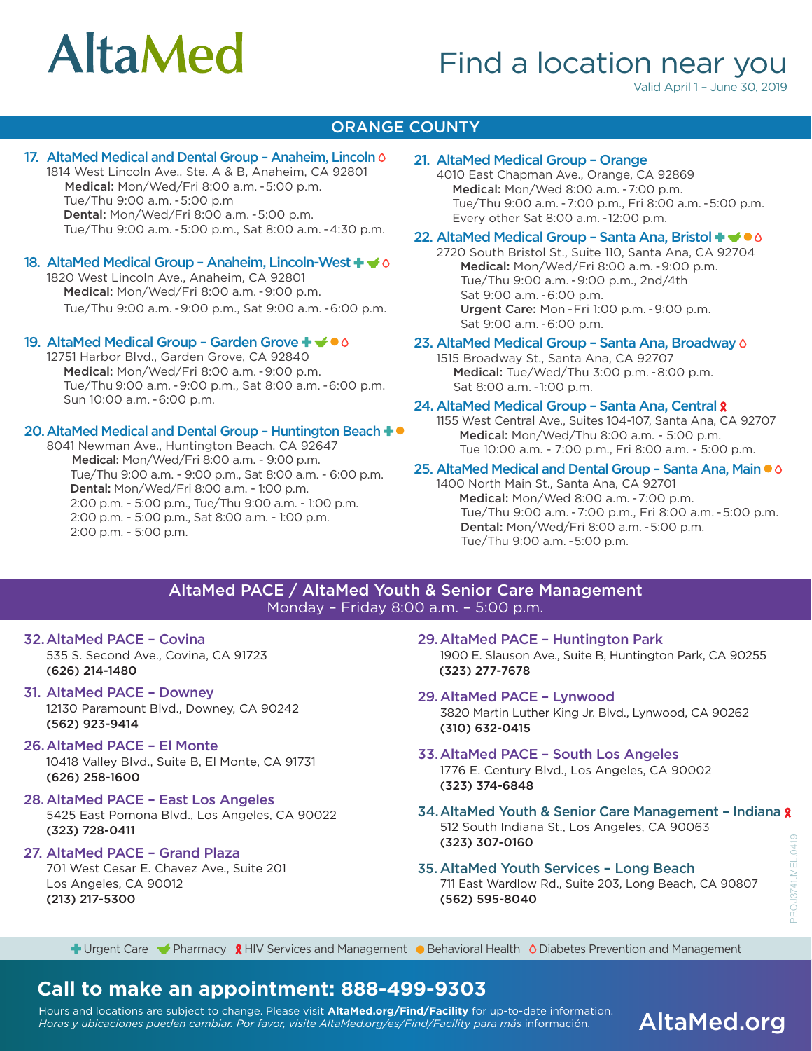# AltaMed

## Find a location near you

Valid April 1 – June 30, 2019

## ORANGE COUNTY

### 17. AltaMed Medical and Dental Group – Anaheim, Lincoln

1814 West Lincoln Ave., Ste. A & B, Anaheim, CA 92801

**Medical:** Mon/Wed/Fri 8:00 a.m. - 5:00 p.m.
Tue/Thu 9:00 a.m. - 5:00 p.m
**Dental:** Mon/Wed/Fri 8:00 a.m. - 5:00 p.m.
Tue/Thu 9:00 a.m. - 5:00 p.m., Sat 8:00 a.m. - 4:30 p.m.

### 18. AltaMed Medical Group – Anaheim, Lincoln-West

1820 West Lincoln Ave., Anaheim, CA 92801

**Medical:** Mon/Wed/Fri 8:00 a.m. - 9:00 p.m.
Tue/Thu 9:00 a.m. - 9:00 p.m., Sat 9:00 a.m. - 6:00 p.m.

### 19. AltaMed Medical Group – Garden Grove

12751 Harbor Blvd., Garden Grove, CA 92840

**Medical:** Mon/Wed/Fri 8:00 a.m. - 9:00 p.m.
Tue/Thu 9:00 a.m. - 9:00 p.m., Sat 8:00 a.m. - 6:00 p.m.
Sun 10:00 a.m. - 6:00 p.m.

### 20. AltaMed Medical and Dental Group – Huntington Beach

8041 Newman Ave., Huntington Beach, CA 92647

**Medical:** Mon/Wed/Fri 8:00 a.m. - 9:00 p.m.
Tue/Thu 9:00 a.m. - 9:00 p.m., Sat 8:00 a.m. - 6:00 p.m.
**Dental:** Mon/Wed/Fri 8:00 a.m. - 1:00 p.m.
2:00 p.m. - 5:00 p.m., Tue/Thu 9:00 a.m. - 1:00 p.m.
2:00 p.m. - 5:00 p.m., Sat 8:00 a.m. - 1:00 p.m.
2:00 p.m. - 5:00 p.m.

### 21. AltaMed Medical Group – Orange

4010 East Chapman Ave., Orange, CA 92869

**Medical:** Mon/Wed 8:00 a.m. - 7:00 p.m.
Tue/Thu 9:00 a.m. - 7:00 p.m., Fri 8:00 a.m. - 5:00 p.m.
Every other Sat 8:00 a.m. - 12:00 p.m.

### 22. AltaMed Medical Group – Santa Ana, Bristol

2720 South Bristol St., Suite 110, Santa Ana, CA 92704

**Medical:** Mon/Wed/Fri 8:00 a.m. - 9:00 p.m.
Tue/Thu 9:00 a.m. - 9:00 p.m., 2nd/4th
Sat 9:00 a.m. - 6:00 p.m.
**Urgent Care:** Mon - Fri 1:00 p.m. - 9:00 p.m.
Sat 9:00 a.m. - 6:00 p.m.

### 23. AltaMed Medical Group – Santa Ana, Broadway

1515 Broadway St., Santa Ana, CA 92707

**Medical:** Tue/Wed/Thu 3:00 p.m. - 8:00 p.m.
Sat 8:00 a.m. - 1:00 p.m.

### 24. AltaMed Medical Group – Santa Ana, Central

1155 West Central Ave., Suites 104-107, Santa Ana, CA 92707

**Medical:** Mon/Wed/Thu 8:00 a.m. - 5:00 p.m.
Tue 10:00 a.m. - 7:00 p.m., Fri 8:00 a.m. - 5:00 p.m.

### 25. AltaMed Medical and Dental Group – Santa Ana, Main

1400 North Main St., Santa Ana, CA 92701

**Medical:** Mon/Wed 8:00 a.m. - 7:00 p.m.
Tue/Thu 9:00 a.m. - 7:00 p.m., Fri 8:00 a.m. - 5:00 p.m.
**Dental:** Mon/Wed/Fri 8:00 a.m. - 5:00 p.m.
Tue/Thu 9:00 a.m. - 5:00 p.m.

## AltaMed PACE / AltaMed Youth & Senior Care Management

Monday – Friday 8:00 a.m. – 5:00 p.m.

### 32. AltaMed PACE – Covina

535 S. Second Ave., Covina, CA 91723
**(626) 214-1480**

### 31. AltaMed PACE – Downey

12130 Paramount Blvd., Downey, CA 90242
**(562) 923-9414**

### 26. AltaMed PACE – El Monte

10418 Valley Blvd., Suite B, El Monte, CA 91731
**(626) 258-1600**

### 28. AltaMed PACE – East Los Angeles

5425 East Pomona Blvd., Los Angeles, CA 90022
**(323) 728-0411**

### 27. AltaMed PACE – Grand Plaza

701 West Cesar E. Chavez Ave., Suite 201
Los Angeles, CA 90012
**(213) 217-5300**

### 29. AltaMed PACE – Huntington Park

1900 E. Slauson Ave., Suite B, Huntington Park, CA 90255
**(323) 277-7678**

### 29. AltaMed PACE – Lynwood

3820 Martin Luther King Jr. Blvd., Lynwood, CA 90262
**(310) 632-0415**

### 33. AltaMed PACE – South Los Angeles

1776 E. Century Blvd., Los Angeles, CA 90002
**(323) 374-6848**

### 34. AltaMed Youth & Senior Care Management – Indiana

512 South Indiana St., Los Angeles, CA 90063
**(323) 307-0160**

### 35. AltaMed Youth Services – Long Beach

711 East Wardlow Rd., Suite 203, Long Beach, CA 90807
**(562) 595-8040**

PROJ3741.MEL.0419

Urgent Care | Pharmacy | HIV Services and Management | Behavioral Health | Diabetes Prevention and Management

## Call to make an appointment: 888-499-9303

Hours and locations are subject to change. Please visit **AltaMed.org/Find/Facility** for up-to-date information.
*Horas y ubicaciones pueden cambiar. Por favor, visite AltaMed.org/es/Find/Facility para más* información.

AltaMed.org